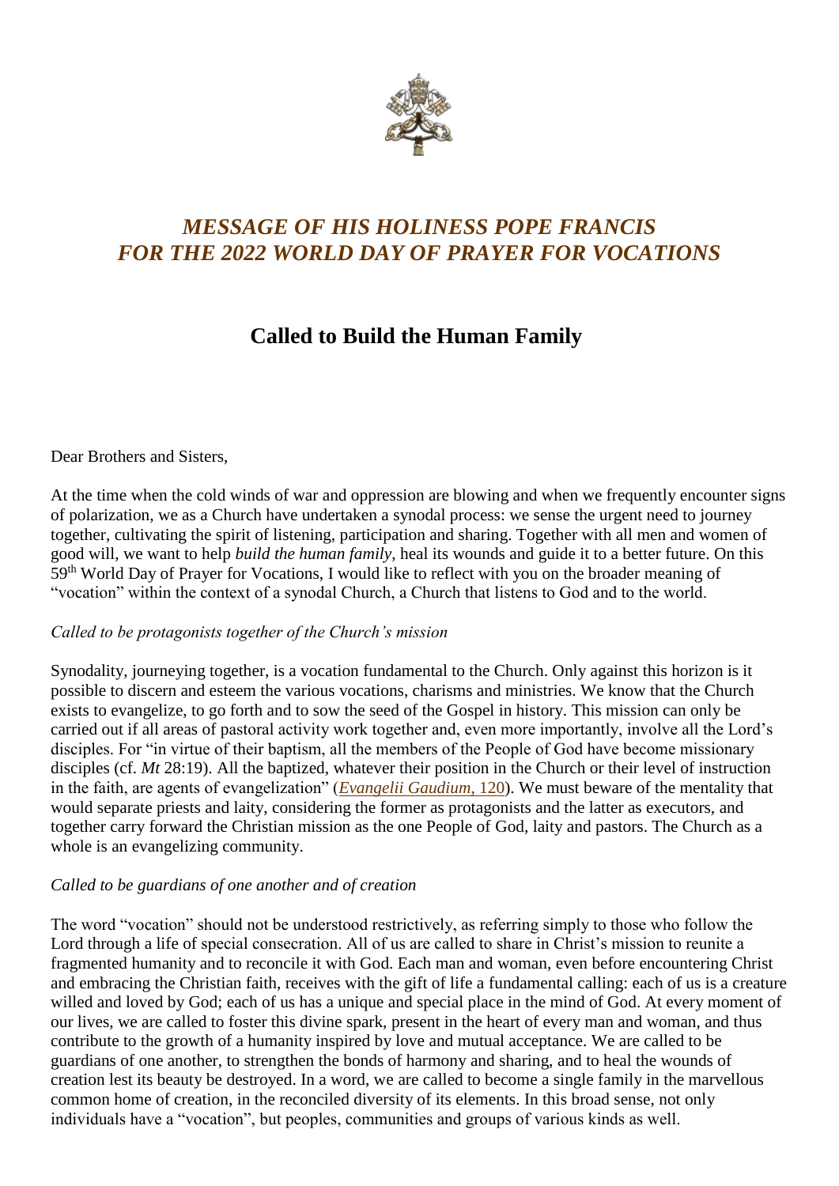# *MESSAGE OF HIS HOLINESS POPE FRANCIS FOR THE 2022 WORLD DAY OF PRAYER FOR VOCATIONS*

## Called to Build the Human Family

Dear Brothers and Sisters,

At the time when the cold winds of war and oppression are blowing and when we frequently encounter signs of polarization, we as a Church have undertaken a synodal process: we sense the urgent need to journey together, cultivating the spirit of listening, participation and sharing. Together with all men and women of good will, we want to help *build the human family*, heal its wounds and guide it to a better future. On this 59th World Day of Prayer for Vocations, I would like to reflect with you on the broader meaning of "vocation" within the context of a synodal Church, a Church that listens to God and to the world.

*Called to be protagonists together of the Church's mission*

Synodality, journeying together, is a vocation fundamental to the Church. Only against this horizon is it possible to discern and esteem the various vocations, charisms and ministries. We know that the Church exists to evangelize, to go forth and to sow the seed of the Gospel in history. This mission can only be carried out if all areas of pastoral activity work together and, even more importantly, involve all the Lord's disciples. For "in virtue of their baptism, all the members of the People of God have become missionary disciples (cf. *Mt* 28:19). All the baptized, whatever their position in the Church or their level of instruction in the faith, are agents of evangelization" (*Evangelii Gaudium*, 120). We must beware of the mentality that would separate priests and laity, considering the former as protagonists and the latter as executors, and together carry forward the Christian mission as the one People of God, laity and pastors. The Church as a whole is an evangelizing community.

*Called to be guardians of one another and of creation*

The word "vocation" should not be understood restrictively, as referring simply to those who follow the Lord through a life of special consecration. All of us are called to share in Christ's mission to reunite a fragmented humanity and to reconcile it with God. Each man and woman, even before encountering Christ and embracing the Christian faith, receives with the gift of life a fundamental calling: each of us is a creature willed and loved by God; each of us has a unique and special place in the mind of God. At every moment of our lives, we are called to foster this divine spark, present in the heart of every man and woman, and thus contribute to the growth of a humanity inspired by love and mutual acceptance. We are called to be guardians of one another, to strengthen the bonds of harmony and sharing, and to heal the wounds of creation lest its beauty be destroyed. In a word, we are called to become a single family in the marvellous common home of creation, in the reconciled diversity of its elements. In this broad sense, not only individuals have a "vocation", but peoples, communities and groups of various kinds as well.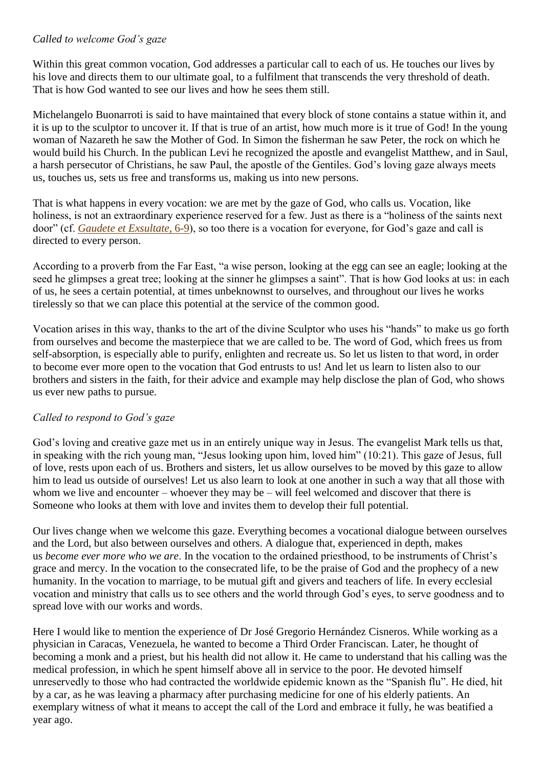*Called to welcome God's gaze*

Within this great common vocation, God addresses a particular call to each of us. He touches our lives by his love and directs them to our ultimate goal, to a fulfilment that transcends the very threshold of death. That is how God wanted to see our lives and how he sees them still.

Michelangelo Buonarroti is said to have maintained that every block of stone contains a statue within it, and it is up to the sculptor to uncover it. If that is true of an artist, how much more is it true of God! In the young woman of Nazareth he saw the Mother of God. In Simon the fisherman he saw Peter, the rock on which he would build his Church. In the publican Levi he recognized the apostle and evangelist Matthew, and in Saul, a harsh persecutor of Christians, he saw Paul, the apostle of the Gentiles. God's loving gaze always meets us, touches us, sets us free and transforms us, making us into new persons.

That is what happens in every vocation: we are met by the gaze of God, who calls us. Vocation, like holiness, is not an extraordinary experience reserved for a few. Just as there is a "holiness of the saints next door" (cf. *Gaudete et Exsultate*, 6-9), so too there is a vocation for everyone, for God's gaze and call is directed to every person.

According to a proverb from the Far East, "a wise person, looking at the egg can see an eagle; looking at the seed he glimpses a great tree; looking at the sinner he glimpses a saint". That is how God looks at us: in each of us, he sees a certain potential, at times unbeknownst to ourselves, and throughout our lives he works tirelessly so that we can place this potential at the service of the common good.

Vocation arises in this way, thanks to the art of the divine Sculptor who uses his "hands" to make us go forth from ourselves and become the masterpiece that we are called to be. The word of God, which frees us from self-absorption, is especially able to purify, enlighten and recreate us. So let us listen to that word, in order to become ever more open to the vocation that God entrusts to us! And let us learn to listen also to our brothers and sisters in the faith, for their advice and example may help disclose the plan of God, who shows us ever new paths to pursue.

*Called to respond to God's gaze*

God's loving and creative gaze met us in an entirely unique way in Jesus. The evangelist Mark tells us that, in speaking with the rich young man, "Jesus looking upon him, loved him" (10:21). This gaze of Jesus, full of love, rests upon each of us. Brothers and sisters, let us allow ourselves to be moved by this gaze to allow him to lead us outside of ourselves! Let us also learn to look at one another in such a way that all those with whom we live and encounter – whoever they may be – will feel welcomed and discover that there is Someone who looks at them with love and invites them to develop their full potential.

Our lives change when we welcome this gaze. Everything becomes a vocational dialogue between ourselves and the Lord, but also between ourselves and others. A dialogue that, experienced in depth, makes us *become ever more who we are*. In the vocation to the ordained priesthood, to be instruments of Christ's grace and mercy. In the vocation to the consecrated life, to be the praise of God and the prophecy of a new humanity. In the vocation to marriage, to be mutual gift and givers and teachers of life. In every ecclesial vocation and ministry that calls us to see others and the world through God's eyes, to serve goodness and to spread love with our works and words.

Here I would like to mention the experience of Dr José Gregorio Hernández Cisneros. While working as a physician in Caracas, Venezuela, he wanted to become a Third Order Franciscan. Later, he thought of becoming a monk and a priest, but his health did not allow it. He came to understand that his calling was the medical profession, in which he spent himself above all in service to the poor. He devoted himself unreservedly to those who had contracted the worldwide epidemic known as the "Spanish flu". He died, hit by a car, as he was leaving a pharmacy after purchasing medicine for one of his elderly patients. An exemplary witness of what it means to accept the call of the Lord and embrace it fully, he was beatified a year ago.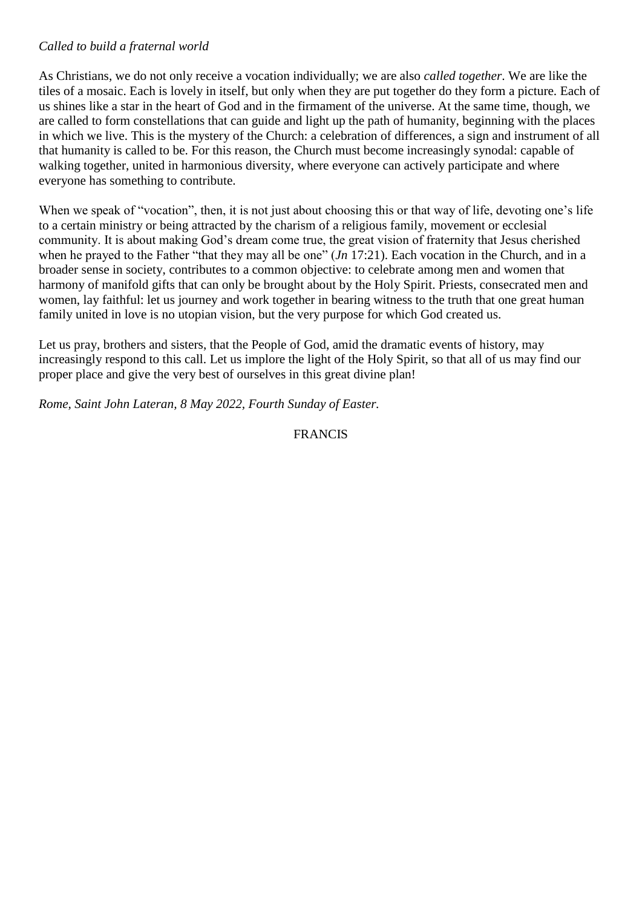*Called to build a fraternal world*

As Christians, we do not only receive a vocation individually; we are also *called together*. We are like the tiles of a mosaic. Each is lovely in itself, but only when they are put together do they form a picture. Each of us shines like a star in the heart of God and in the firmament of the universe. At the same time, though, we are called to form constellations that can guide and light up the path of humanity, beginning with the places in which we live. This is the mystery of the Church: a celebration of differences, a sign and instrument of all that humanity is called to be. For this reason, the Church must become increasingly synodal: capable of walking together, united in harmonious diversity, where everyone can actively participate and where everyone has something to contribute.

When we speak of "vocation", then, it is not just about choosing this or that way of life, devoting one's life to a certain ministry or being attracted by the charism of a religious family, movement or ecclesial community. It is about making God's dream come true, the great vision of fraternity that Jesus cherished when he prayed to the Father "that they may all be one" (*Jn* 17:21). Each vocation in the Church, and in a broader sense in society, contributes to a common objective: to celebrate among men and women that harmony of manifold gifts that can only be brought about by the Holy Spirit. Priests, consecrated men and women, lay faithful: let us journey and work together in bearing witness to the truth that one great human family united in love is no utopian vision, but the very purpose for which God created us.

Let us pray, brothers and sisters, that the People of God, amid the dramatic events of history, may increasingly respond to this call. Let us implore the light of the Holy Spirit, so that all of us may find our proper place and give the very best of ourselves in this great divine plan!

*Rome, Saint John Lateran, 8 May 2022, Fourth Sunday of Easter.*

FRANCIS